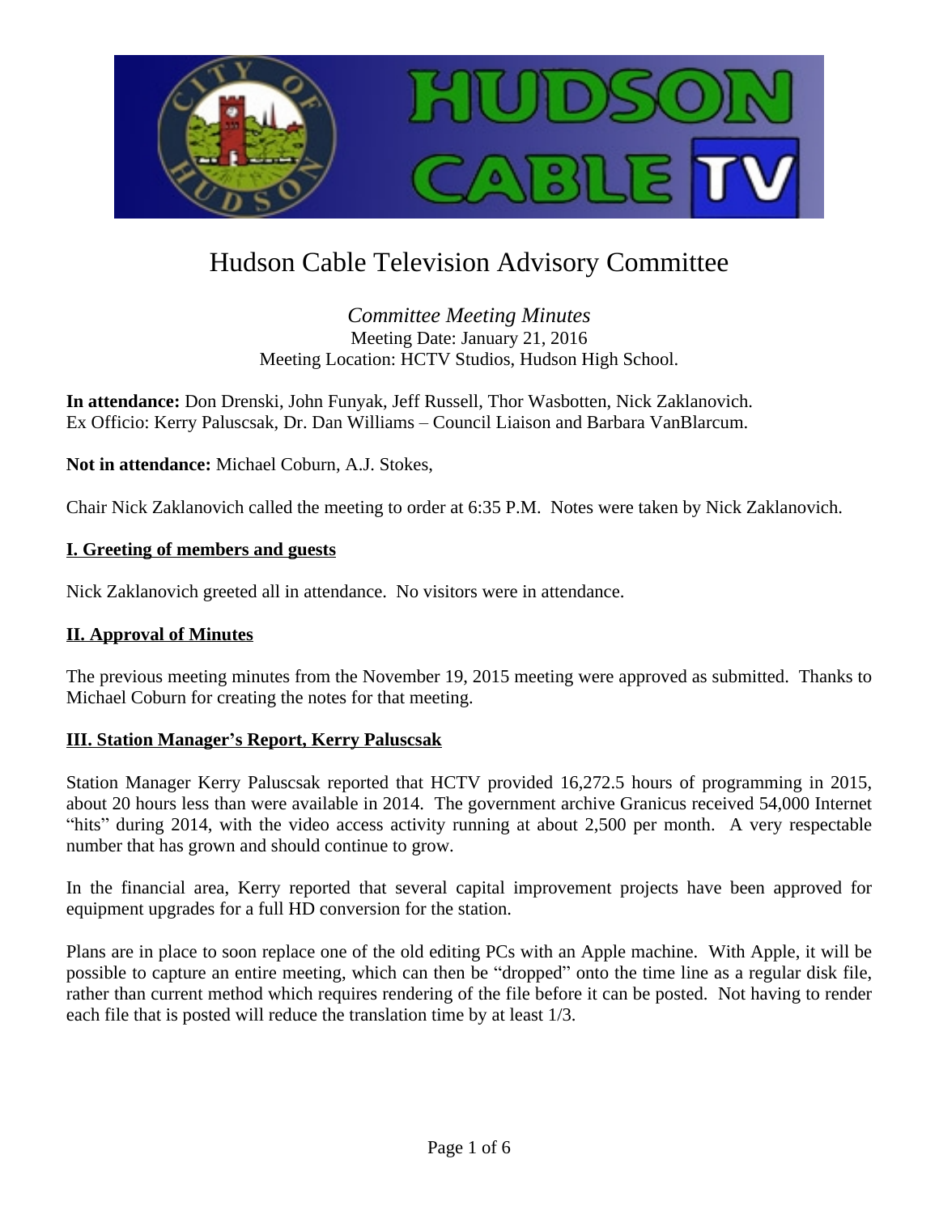# Hudson Cable Television Advisory Committee

*Committee Meeting Minutes*
Meeting Date: January 21, 2016
Meeting Location: HCTV Studios, Hudson High School.

**In attendance:** Don Drenski, John Funyak, Jeff Russell, Thor Wasbotten, Nick Zaklanovich.
Ex Officio: Kerry Paluscsak, Dr. Dan Williams – Council Liaison and Barbara VanBlarcum.

**Not in attendance:** Michael Coburn, A.J. Stokes,

Chair Nick Zaklanovich called the meeting to order at 6:35 P.M. Notes were taken by Nick Zaklanovich.

## I. Greeting of members and guests

Nick Zaklanovich greeted all in attendance. No visitors were in attendance.

## II. Approval of Minutes

The previous meeting minutes from the November 19, 2015 meeting were approved as submitted. Thanks to Michael Coburn for creating the notes for that meeting.

## III. Station Manager's Report, Kerry Paluscsak

Station Manager Kerry Paluscsak reported that HCTV provided 16,272.5 hours of programming in 2015, about 20 hours less than were available in 2014. The government archive Granicus received 54,000 Internet "hits" during 2014, with the video access activity running at about 2,500 per month. A very respectable number that has grown and should continue to grow.

In the financial area, Kerry reported that several capital improvement projects have been approved for equipment upgrades for a full HD conversion for the station.

Plans are in place to soon replace one of the old editing PCs with an Apple machine. With Apple, it will be possible to capture an entire meeting, which can then be "dropped" onto the time line as a regular disk file, rather than current method which requires rendering of the file before it can be posted. Not having to render each file that is posted will reduce the translation time by at least 1/3.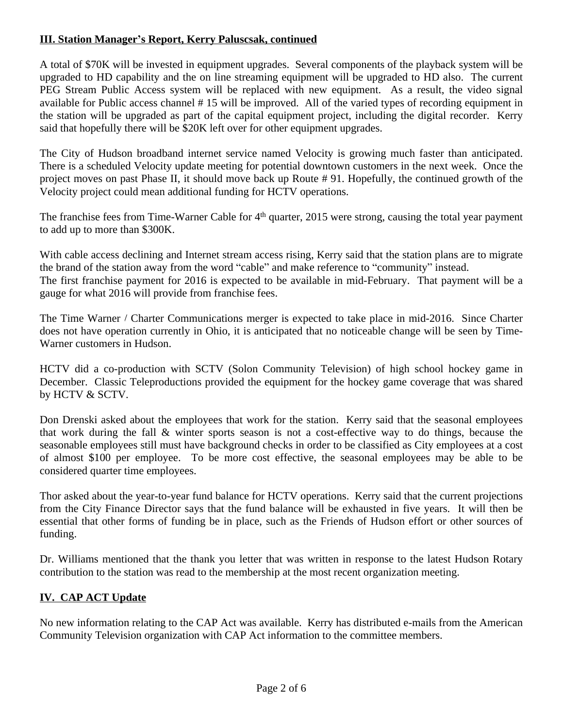## III. Station Manager's Report, Kerry Paluscsak, continued

A total of $70K will be invested in equipment upgrades. Several components of the playback system will be upgraded to HD capability and the on line streaming equipment will be upgraded to HD also. The current PEG Stream Public Access system will be replaced with new equipment. As a result, the video signal available for Public access channel # 15 will be improved. All of the varied types of recording equipment in the station will be upgraded as part of the capital equipment project, including the digital recorder. Kerry said that hopefully there will be $20K left over for other equipment upgrades.

The City of Hudson broadband internet service named Velocity is growing much faster than anticipated. There is a scheduled Velocity update meeting for potential downtown customers in the next week. Once the project moves on past Phase II, it should move back up Route # 91. Hopefully, the continued growth of the Velocity project could mean additional funding for HCTV operations.

The franchise fees from Time-Warner Cable for 4th quarter, 2015 were strong, causing the total year payment to add up to more than $300K.

With cable access declining and Internet stream access rising, Kerry said that the station plans are to migrate the brand of the station away from the word "cable" and make reference to "community" instead.
The first franchise payment for 2016 is expected to be available in mid-February. That payment will be a gauge for what 2016 will provide from franchise fees.

The Time Warner / Charter Communications merger is expected to take place in mid-2016. Since Charter does not have operation currently in Ohio, it is anticipated that no noticeable change will be seen by Time-Warner customers in Hudson.

HCTV did a co-production with SCTV (Solon Community Television) of high school hockey game in December. Classic Teleproductions provided the equipment for the hockey game coverage that was shared by HCTV & SCTV.

Don Drenski asked about the employees that work for the station. Kerry said that the seasonal employees that work during the fall & winter sports season is not a cost-effective way to do things, because the seasonable employees still must have background checks in order to be classified as City employees at a cost of almost $100 per employee. To be more cost effective, the seasonal employees may be able to be considered quarter time employees.

Thor asked about the year-to-year fund balance for HCTV operations. Kerry said that the current projections from the City Finance Director says that the fund balance will be exhausted in five years. It will then be essential that other forms of funding be in place, such as the Friends of Hudson effort or other sources of funding.

Dr. Williams mentioned that the thank you letter that was written in response to the latest Hudson Rotary contribution to the station was read to the membership at the most recent organization meeting.

## IV. CAP ACT Update

No new information relating to the CAP Act was available. Kerry has distributed e-mails from the American Community Television organization with CAP Act information to the committee members.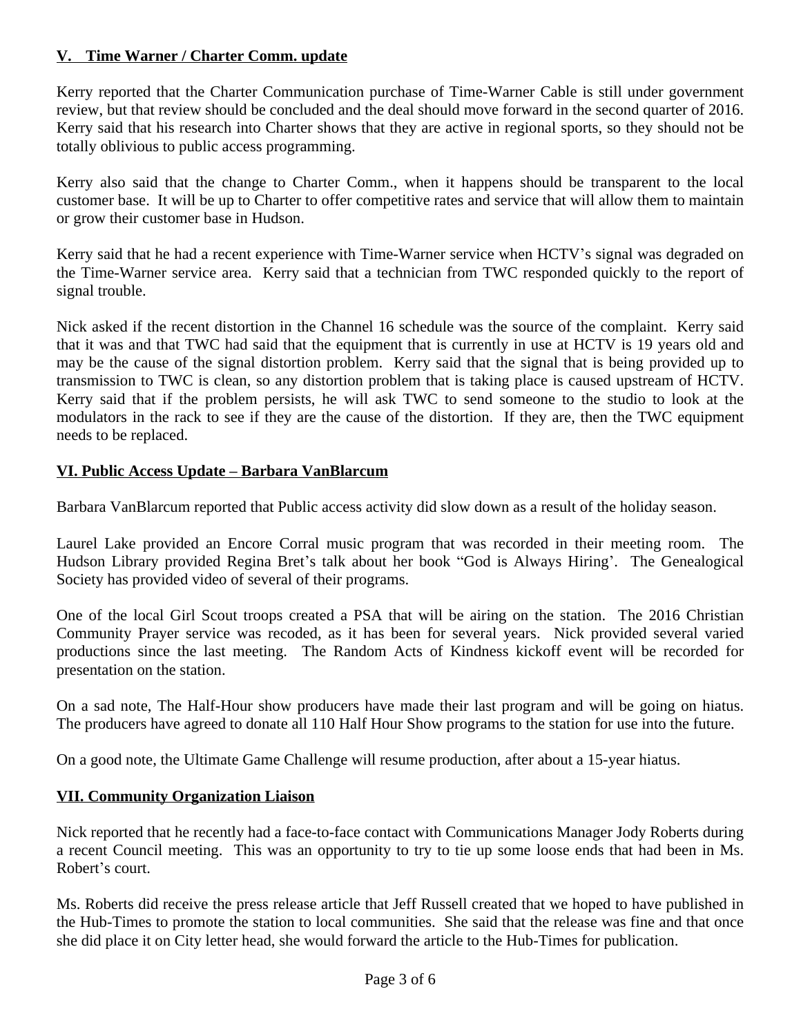## V. Time Warner / Charter Comm. update

Kerry reported that the Charter Communication purchase of Time-Warner Cable is still under government review, but that review should be concluded and the deal should move forward in the second quarter of 2016. Kerry said that his research into Charter shows that they are active in regional sports, so they should not be totally oblivious to public access programming.

Kerry also said that the change to Charter Comm., when it happens should be transparent to the local customer base. It will be up to Charter to offer competitive rates and service that will allow them to maintain or grow their customer base in Hudson.

Kerry said that he had a recent experience with Time-Warner service when HCTV's signal was degraded on the Time-Warner service area. Kerry said that a technician from TWC responded quickly to the report of signal trouble.

Nick asked if the recent distortion in the Channel 16 schedule was the source of the complaint. Kerry said that it was and that TWC had said that the equipment that is currently in use at HCTV is 19 years old and may be the cause of the signal distortion problem. Kerry said that the signal that is being provided up to transmission to TWC is clean, so any distortion problem that is taking place is caused upstream of HCTV. Kerry said that if the problem persists, he will ask TWC to send someone to the studio to look at the modulators in the rack to see if they are the cause of the distortion. If they are, then the TWC equipment needs to be replaced.

## VI. Public Access Update – Barbara VanBlarcum

Barbara VanBlarcum reported that Public access activity did slow down as a result of the holiday season.

Laurel Lake provided an Encore Corral music program that was recorded in their meeting room. The Hudson Library provided Regina Bret's talk about her book "God is Always Hiring'. The Genealogical Society has provided video of several of their programs.

One of the local Girl Scout troops created a PSA that will be airing on the station. The 2016 Christian Community Prayer service was recoded, as it has been for several years. Nick provided several varied productions since the last meeting. The Random Acts of Kindness kickoff event will be recorded for presentation on the station.

On a sad note, The Half-Hour show producers have made their last program and will be going on hiatus. The producers have agreed to donate all 110 Half Hour Show programs to the station for use into the future.

On a good note, the Ultimate Game Challenge will resume production, after about a 15-year hiatus.

## VII. Community Organization Liaison

Nick reported that he recently had a face-to-face contact with Communications Manager Jody Roberts during a recent Council meeting. This was an opportunity to try to tie up some loose ends that had been in Ms. Robert's court.

Ms. Roberts did receive the press release article that Jeff Russell created that we hoped to have published in the Hub-Times to promote the station to local communities. She said that the release was fine and that once she did place it on City letter head, she would forward the article to the Hub-Times for publication.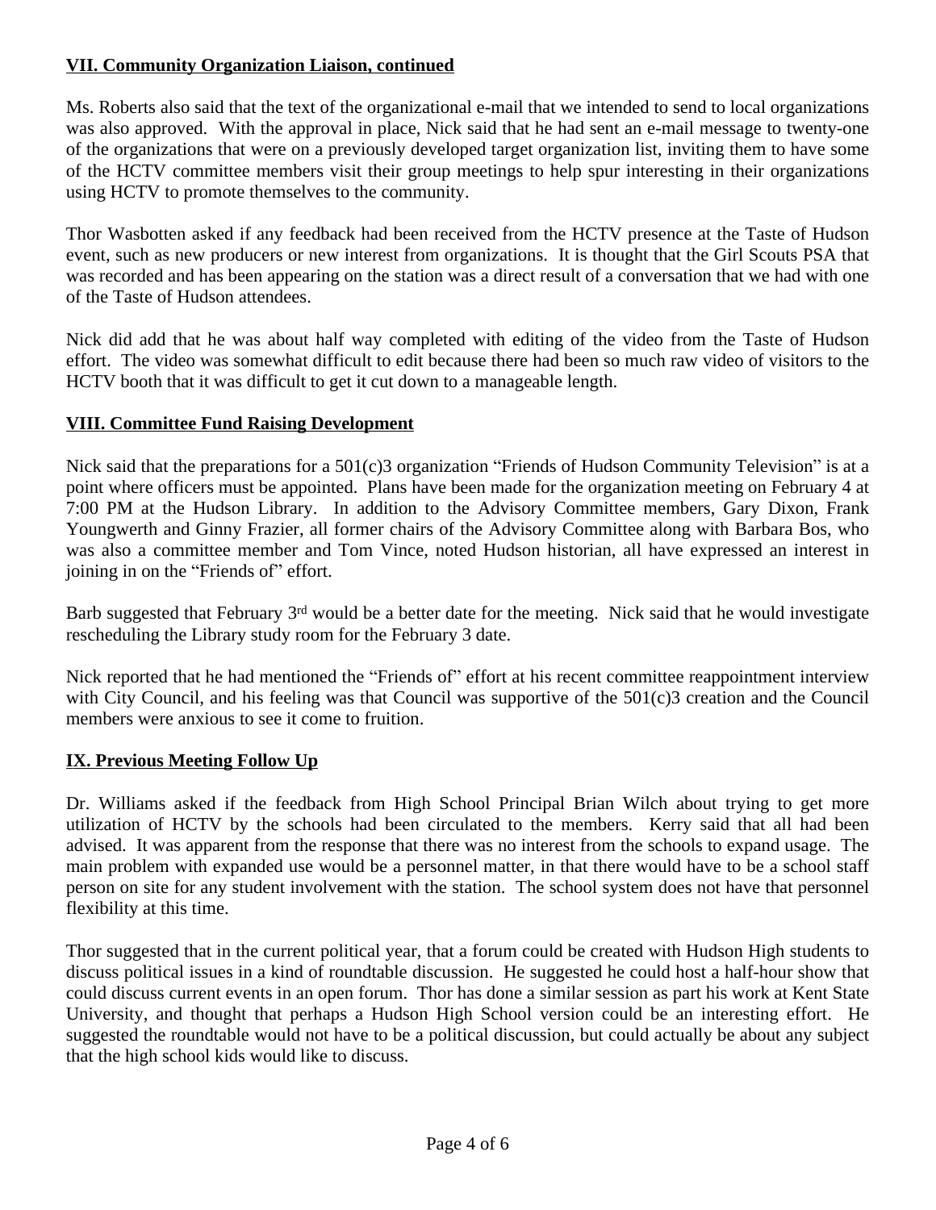## VII. Community Organization Liaison, continued

Ms. Roberts also said that the text of the organizational e-mail that we intended to send to local organizations was also approved. With the approval in place, Nick said that he had sent an e-mail message to twenty-one of the organizations that were on a previously developed target organization list, inviting them to have some of the HCTV committee members visit their group meetings to help spur interesting in their organizations using HCTV to promote themselves to the community.

Thor Wasbotten asked if any feedback had been received from the HCTV presence at the Taste of Hudson event, such as new producers or new interest from organizations. It is thought that the Girl Scouts PSA that was recorded and has been appearing on the station was a direct result of a conversation that we had with one of the Taste of Hudson attendees.

Nick did add that he was about half way completed with editing of the video from the Taste of Hudson effort. The video was somewhat difficult to edit because there had been so much raw video of visitors to the HCTV booth that it was difficult to get it cut down to a manageable length.

## VIII. Committee Fund Raising Development

Nick said that the preparations for a 501(c)3 organization "Friends of Hudson Community Television" is at a point where officers must be appointed. Plans have been made for the organization meeting on February 4 at 7:00 PM at the Hudson Library. In addition to the Advisory Committee members, Gary Dixon, Frank Youngwerth and Ginny Frazier, all former chairs of the Advisory Committee along with Barbara Bos, who was also a committee member and Tom Vince, noted Hudson historian, all have expressed an interest in joining in on the "Friends of" effort.

Barb suggested that February 3rd would be a better date for the meeting. Nick said that he would investigate rescheduling the Library study room for the February 3 date.

Nick reported that he had mentioned the "Friends of" effort at his recent committee reappointment interview with City Council, and his feeling was that Council was supportive of the 501(c)3 creation and the Council members were anxious to see it come to fruition.

## IX. Previous Meeting Follow Up

Dr. Williams asked if the feedback from High School Principal Brian Wilch about trying to get more utilization of HCTV by the schools had been circulated to the members. Kerry said that all had been advised. It was apparent from the response that there was no interest from the schools to expand usage. The main problem with expanded use would be a personnel matter, in that there would have to be a school staff person on site for any student involvement with the station. The school system does not have that personnel flexibility at this time.

Thor suggested that in the current political year, that a forum could be created with Hudson High students to discuss political issues in a kind of roundtable discussion. He suggested he could host a half-hour show that could discuss current events in an open forum. Thor has done a similar session as part his work at Kent State University, and thought that perhaps a Hudson High School version could be an interesting effort. He suggested the roundtable would not have to be a political discussion, but could actually be about any subject that the high school kids would like to discuss.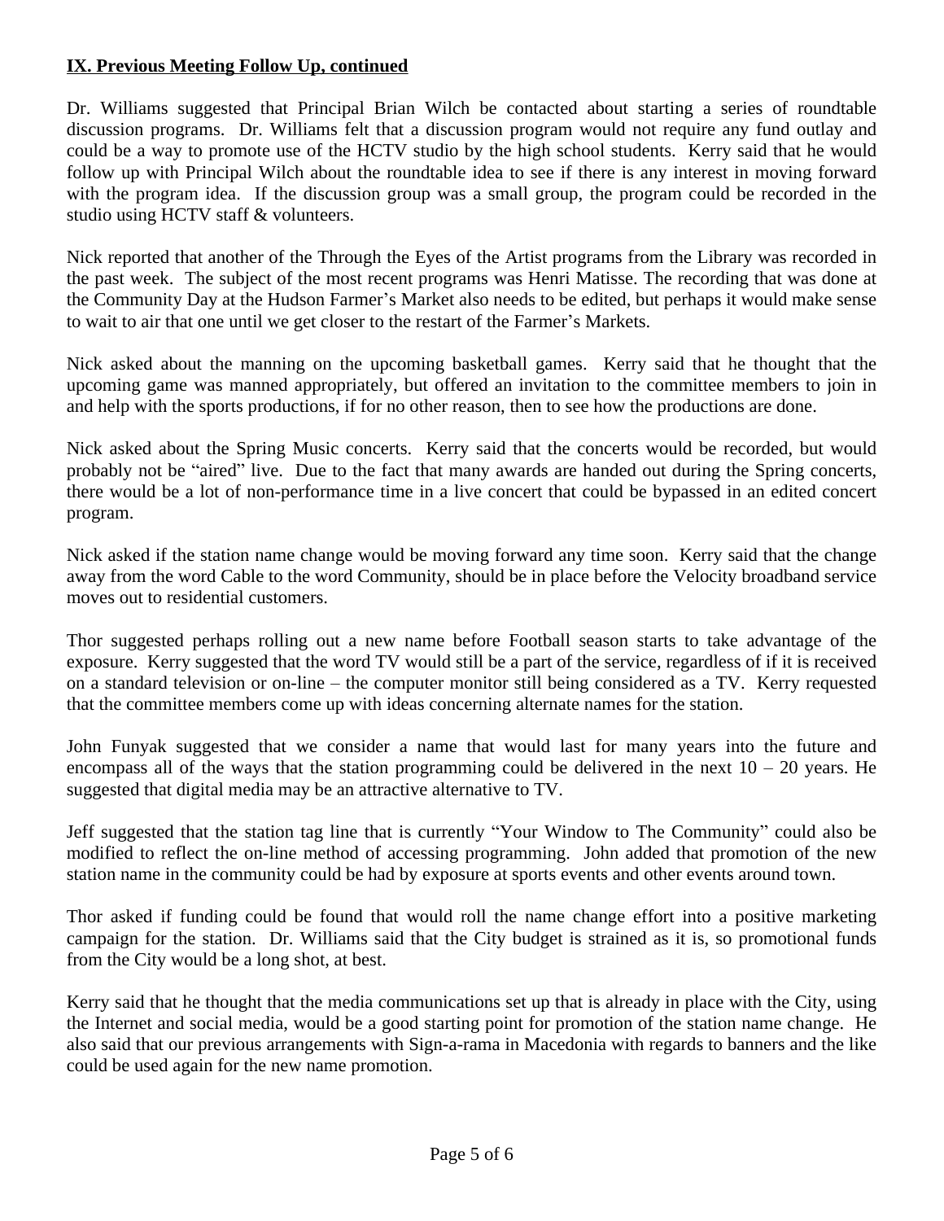## IX. Previous Meeting Follow Up, continued

Dr. Williams suggested that Principal Brian Wilch be contacted about starting a series of roundtable discussion programs. Dr. Williams felt that a discussion program would not require any fund outlay and could be a way to promote use of the HCTV studio by the high school students. Kerry said that he would follow up with Principal Wilch about the roundtable idea to see if there is any interest in moving forward with the program idea. If the discussion group was a small group, the program could be recorded in the studio using HCTV staff & volunteers.

Nick reported that another of the Through the Eyes of the Artist programs from the Library was recorded in the past week. The subject of the most recent programs was Henri Matisse. The recording that was done at the Community Day at the Hudson Farmer's Market also needs to be edited, but perhaps it would make sense to wait to air that one until we get closer to the restart of the Farmer's Markets.

Nick asked about the manning on the upcoming basketball games. Kerry said that he thought that the upcoming game was manned appropriately, but offered an invitation to the committee members to join in and help with the sports productions, if for no other reason, then to see how the productions are done.

Nick asked about the Spring Music concerts. Kerry said that the concerts would be recorded, but would probably not be "aired" live. Due to the fact that many awards are handed out during the Spring concerts, there would be a lot of non-performance time in a live concert that could be bypassed in an edited concert program.

Nick asked if the station name change would be moving forward any time soon. Kerry said that the change away from the word Cable to the word Community, should be in place before the Velocity broadband service moves out to residential customers.

Thor suggested perhaps rolling out a new name before Football season starts to take advantage of the exposure. Kerry suggested that the word TV would still be a part of the service, regardless of if it is received on a standard television or on-line – the computer monitor still being considered as a TV. Kerry requested that the committee members come up with ideas concerning alternate names for the station.

John Funyak suggested that we consider a name that would last for many years into the future and encompass all of the ways that the station programming could be delivered in the next 10 – 20 years. He suggested that digital media may be an attractive alternative to TV.

Jeff suggested that the station tag line that is currently "Your Window to The Community" could also be modified to reflect the on-line method of accessing programming. John added that promotion of the new station name in the community could be had by exposure at sports events and other events around town.

Thor asked if funding could be found that would roll the name change effort into a positive marketing campaign for the station. Dr. Williams said that the City budget is strained as it is, so promotional funds from the City would be a long shot, at best.

Kerry said that he thought that the media communications set up that is already in place with the City, using the Internet and social media, would be a good starting point for promotion of the station name change. He also said that our previous arrangements with Sign-a-rama in Macedonia with regards to banners and the like could be used again for the new name promotion.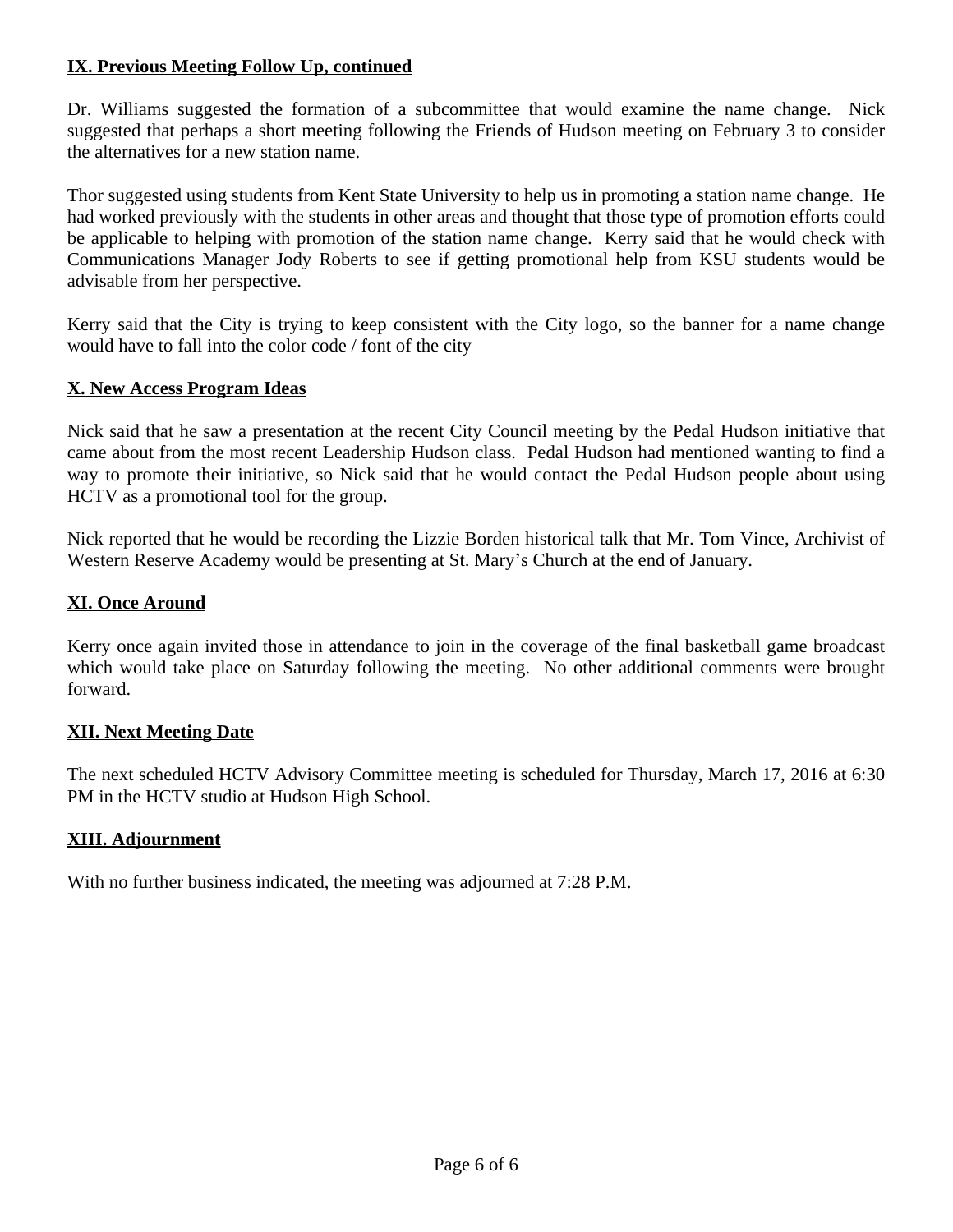## IX. Previous Meeting Follow Up, continued

Dr. Williams suggested the formation of a subcommittee that would examine the name change. Nick suggested that perhaps a short meeting following the Friends of Hudson meeting on February 3 to consider the alternatives for a new station name.

Thor suggested using students from Kent State University to help us in promoting a station name change. He had worked previously with the students in other areas and thought that those type of promotion efforts could be applicable to helping with promotion of the station name change. Kerry said that he would check with Communications Manager Jody Roberts to see if getting promotional help from KSU students would be advisable from her perspective.

Kerry said that the City is trying to keep consistent with the City logo, so the banner for a name change would have to fall into the color code / font of the city

## X. New Access Program Ideas

Nick said that he saw a presentation at the recent City Council meeting by the Pedal Hudson initiative that came about from the most recent Leadership Hudson class. Pedal Hudson had mentioned wanting to find a way to promote their initiative, so Nick said that he would contact the Pedal Hudson people about using HCTV as a promotional tool for the group.

Nick reported that he would be recording the Lizzie Borden historical talk that Mr. Tom Vince, Archivist of Western Reserve Academy would be presenting at St. Mary's Church at the end of January.

## XI. Once Around

Kerry once again invited those in attendance to join in the coverage of the final basketball game broadcast which would take place on Saturday following the meeting. No other additional comments were brought forward.

## XII. Next Meeting Date

The next scheduled HCTV Advisory Committee meeting is scheduled for Thursday, March 17, 2016 at 6:30 PM in the HCTV studio at Hudson High School.

## XIII. Adjournment

With no further business indicated, the meeting was adjourned at 7:28 P.M.